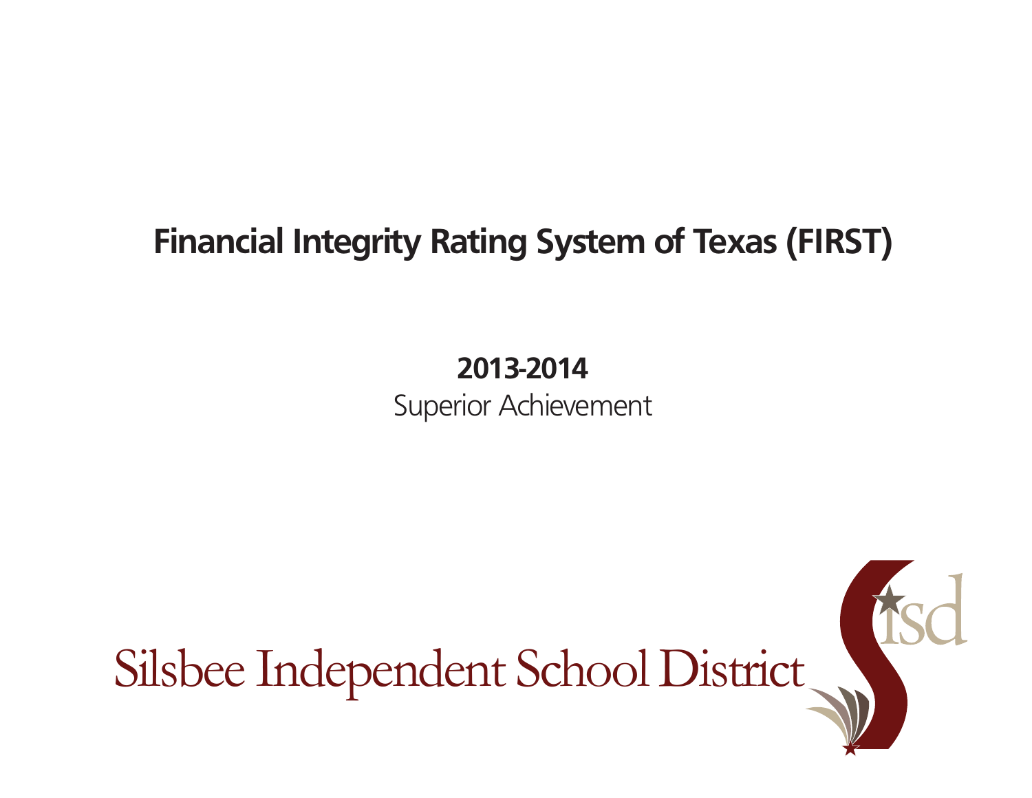# Financial Integrity Rating System of Texas (FIRST)

**2013-2014**

Superior Achievement

Silsbee Independent School District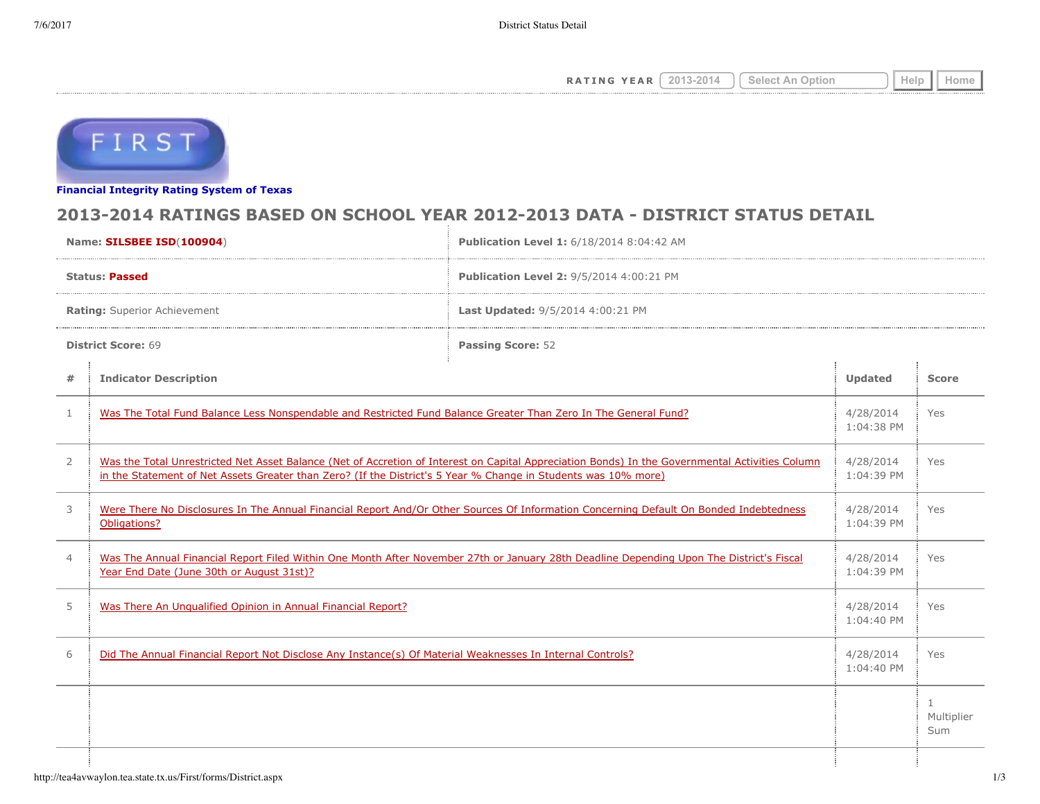RATING YEAR 2013-2014 Select An Option Help Home

Financial Integrity Rating System of Texas

# 2013-2014 RATINGS BASED ON SCHOOL YEAR 2012-2013 DATA - DISTRICT STATUS DETAIL

| | |
|---|---|
| **Name:** **SILSBEE ISD**(**100904**) | **Publication Level 1:** 6/18/2014 8:04:42 AM |
| **Status:** **Passed** | **Publication Level 2:** 9/5/2014 4:00:21 PM |
| **Rating:** Superior Achievement | **Last Updated:** 9/5/2014 4:00:21 PM |
| **District Score:** 69 | **Passing Score:** 52 |

| # | Indicator Description | Updated | Score |
|---|---|---|---|
| 1 | Was The Total Fund Balance Less Nonspendable and Restricted Fund Balance Greater Than Zero In The General Fund? | 4/28/2014 1:04:38 PM | Yes |
| 2 | Was the Total Unrestricted Net Asset Balance (Net of Accretion of Interest on Capital Appreciation Bonds) In the Governmental Activities Column in the Statement of Net Assets Greater than Zero? (If the District's 5 Year % Change in Students was 10% more) | 4/28/2014 1:04:39 PM | Yes |
| 3 | Were There No Disclosures In The Annual Financial Report And/Or Other Sources Of Information Concerning Default On Bonded Indebtedness Obligations? | 4/28/2014 1:04:39 PM | Yes |
| 4 | Was The Annual Financial Report Filed Within One Month After November 27th or January 28th Deadline Depending Upon The District's Fiscal Year End Date (June 30th or August 31st)? | 4/28/2014 1:04:39 PM | Yes |
| 5 | Was There An Unqualified Opinion in Annual Financial Report? | 4/28/2014 1:04:40 PM | Yes |
| 6 | Did The Annual Financial Report Not Disclose Any Instance(s) Of Material Weaknesses In Internal Controls? | 4/28/2014 1:04:40 PM | Yes |
| | | | 1 Multiplier Sum |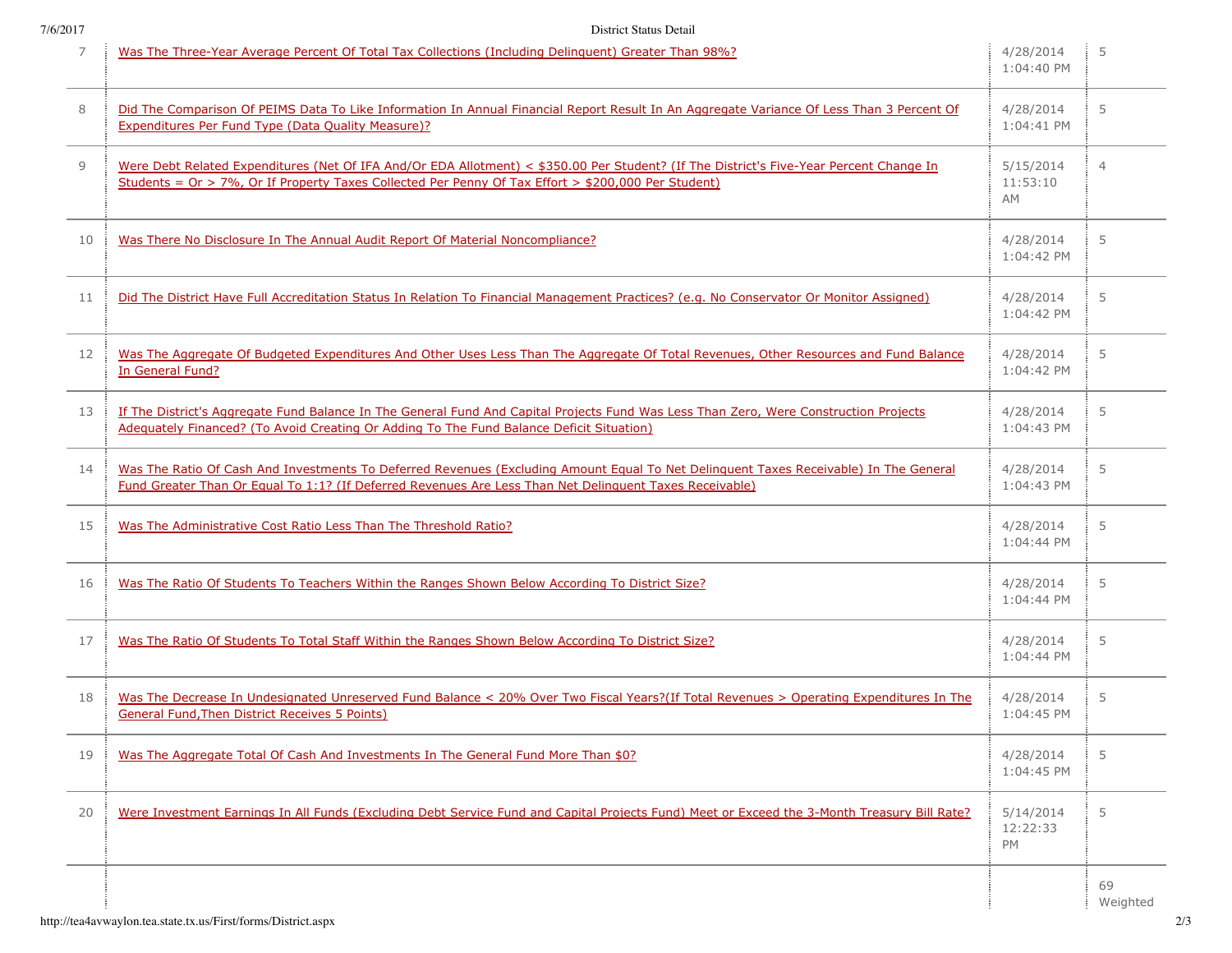| | | | |
|---|---|---|---|
| 7 | Was The Three-Year Average Percent Of Total Tax Collections (Including Delinquent) Greater Than 98%? | 4/28/2014 1:04:40 PM | 5 |
| 8 | Did The Comparison Of PEIMS Data To Like Information In Annual Financial Report Result In An Aggregate Variance Of Less Than 3 Percent Of Expenditures Per Fund Type (Data Quality Measure)? | 4/28/2014 1:04:41 PM | 5 |
| 9 | Were Debt Related Expenditures (Net Of IFA And/Or EDA Allotment) < $350.00 Per Student? (If The District's Five-Year Percent Change In Students = Or > 7%, Or If Property Taxes Collected Per Penny Of Tax Effort > $200,000 Per Student) | 5/15/2014 11:53:10 AM | 4 |
| 10 | Was There No Disclosure In The Annual Audit Report Of Material Noncompliance? | 4/28/2014 1:04:42 PM | 5 |
| 11 | Did The District Have Full Accreditation Status In Relation To Financial Management Practices? (e.g. No Conservator Or Monitor Assigned) | 4/28/2014 1:04:42 PM | 5 |
| 12 | Was The Aggregate Of Budgeted Expenditures And Other Uses Less Than The Aggregate Of Total Revenues, Other Resources and Fund Balance In General Fund? | 4/28/2014 1:04:42 PM | 5 |
| 13 | If The District's Aggregate Fund Balance In The General Fund And Capital Projects Fund Was Less Than Zero, Were Construction Projects Adequately Financed? (To Avoid Creating Or Adding To The Fund Balance Deficit Situation) | 4/28/2014 1:04:43 PM | 5 |
| 14 | Was The Ratio Of Cash And Investments To Deferred Revenues (Excluding Amount Equal To Net Delinquent Taxes Receivable) In The General Fund Greater Than Or Equal To 1:1? (If Deferred Revenues Are Less Than Net Delinquent Taxes Receivable) | 4/28/2014 1:04:43 PM | 5 |
| 15 | Was The Administrative Cost Ratio Less Than The Threshold Ratio? | 4/28/2014 1:04:44 PM | 5 |
| 16 | Was The Ratio Of Students To Teachers Within the Ranges Shown Below According To District Size? | 4/28/2014 1:04:44 PM | 5 |
| 17 | Was The Ratio Of Students To Total Staff Within the Ranges Shown Below According To District Size? | 4/28/2014 1:04:44 PM | 5 |
| 18 | Was The Decrease In Undesignated Unreserved Fund Balance < 20% Over Two Fiscal Years?(If Total Revenues > Operating Expenditures In The General Fund,Then District Receives 5 Points) | 4/28/2014 1:04:45 PM | 5 |
| 19 | Was The Aggregate Total Of Cash And Investments In The General Fund More Than $0? | 4/28/2014 1:04:45 PM | 5 |
| 20 | Were Investment Earnings In All Funds (Excluding Debt Service Fund and Capital Projects Fund) Meet or Exceed the 3-Month Treasury Bill Rate? | 5/14/2014 12:22:33 PM | 5 |
| | | | 69 Weighted |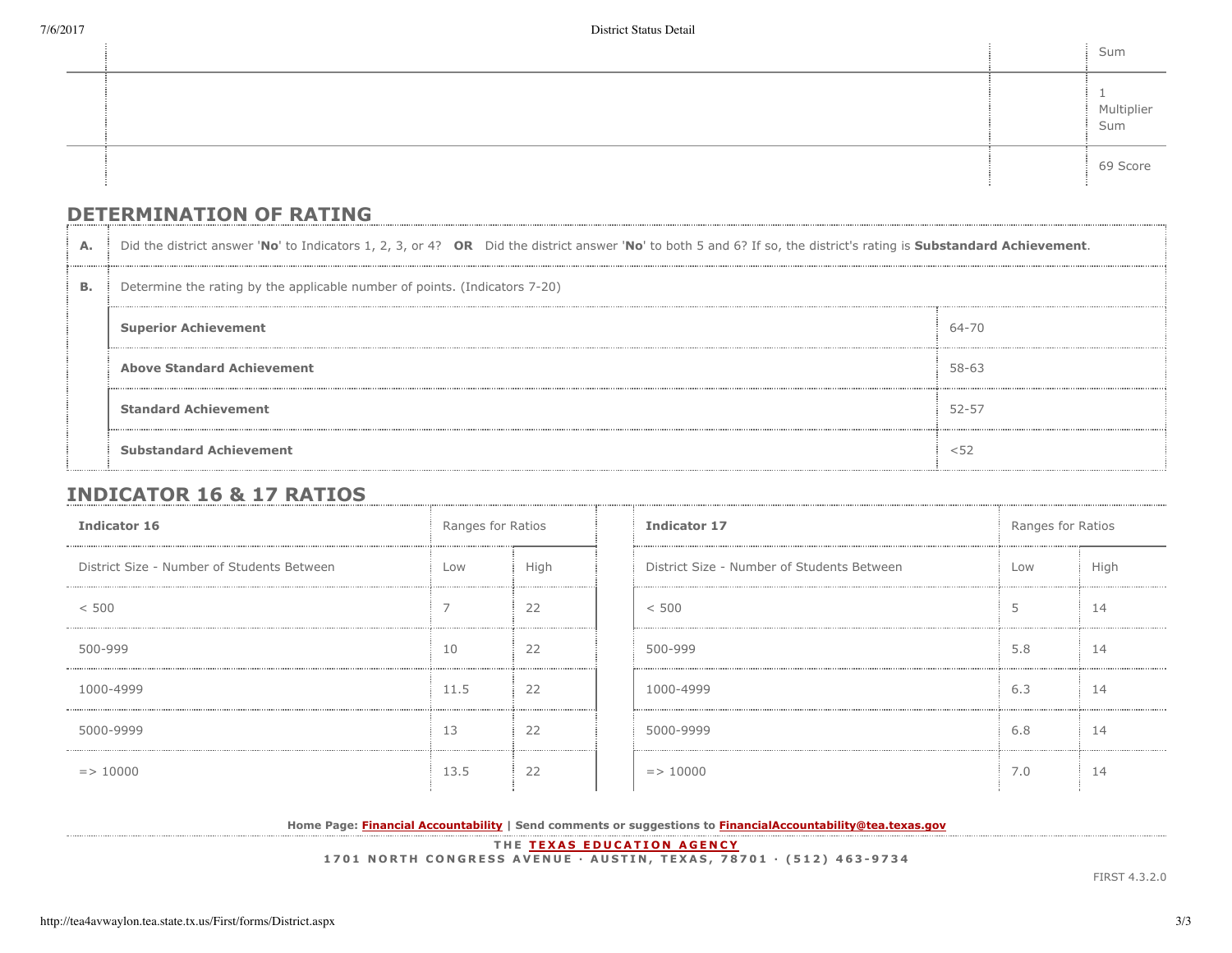| | | | |
|---|---|---|---|
| | | | Sum |
| | | | 1 Multiplier Sum |
| | | | 69 Score |

## DETERMINATION OF RATING

| | | |
|---|---|---|
| **A.** | Did the district answer '**No**' to Indicators 1, 2, 3, or 4? **OR** Did the district answer '**No**' to both 5 and 6? If so, the district's rating is **Substandard Achievement**. | |
| **B.** | Determine the rating by the applicable number of points. (Indicators 7-20) | |
| | **Superior Achievement** | 64-70 |
| | **Above Standard Achievement** | 58-63 |
| | **Standard Achievement** | 52-57 |
| | **Substandard Achievement** | <52 |

## INDICATOR 16 & 17 RATIOS

| **Indicator 16** | Ranges for Ratios | |
|---|---|---|
| District Size - Number of Students Between | Low | High |
| < 500 | 7 | 22 |
| 500-999 | 10 | 22 |
| 1000-4999 | 11.5 | 22 |
| 5000-9999 | 13 | 22 |
| => 10000 | 13.5 | 22 |

| **Indicator 17** | Ranges for Ratios | |
|---|---|---|
| District Size - Number of Students Between | Low | High |
| < 500 | 5 | 14 |
| 500-999 | 5.8 | 14 |
| 1000-4999 | 6.3 | 14 |
| 5000-9999 | 6.8 | 14 |
| => 10000 | 7.0 | 14 |

**Home Page: Financial Accountability | Send comments or suggestions to FinancialAccountability@tea.texas.gov**

THE TEXAS EDUCATION AGENCY
1701 NORTH CONGRESS AVENUE · AUSTIN, TEXAS, 78701 · (512) 463-9734

FIRST 4.3.2.0